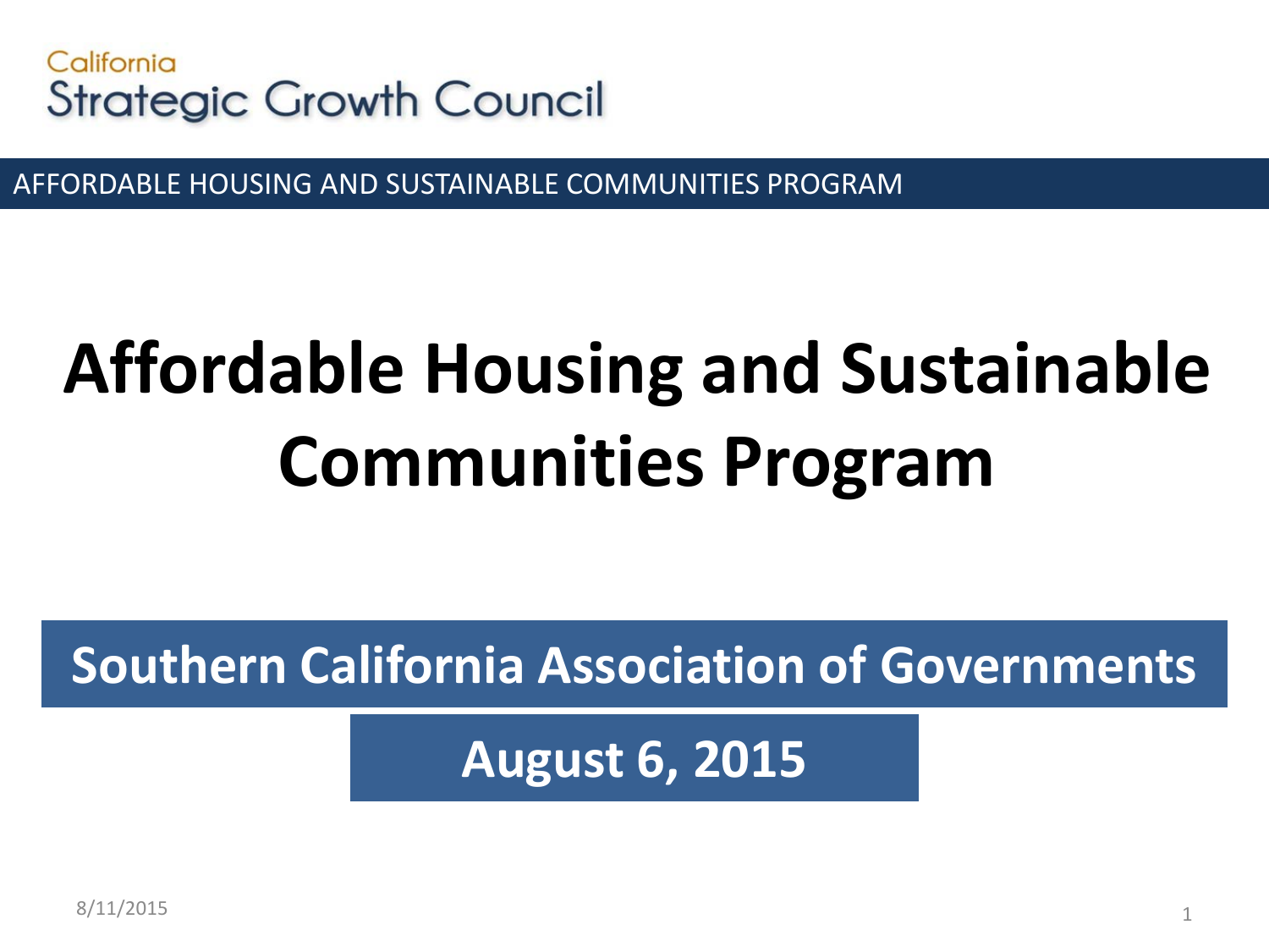California
Strategic Growth Council

AFFORDABLE HOUSING AND SUSTAINABLE COMMUNITIES PROGRAM

# Affordable Housing and Sustainable Communities Program

**Southern California Association of Governments**

**August 6, 2015**

8/11/2015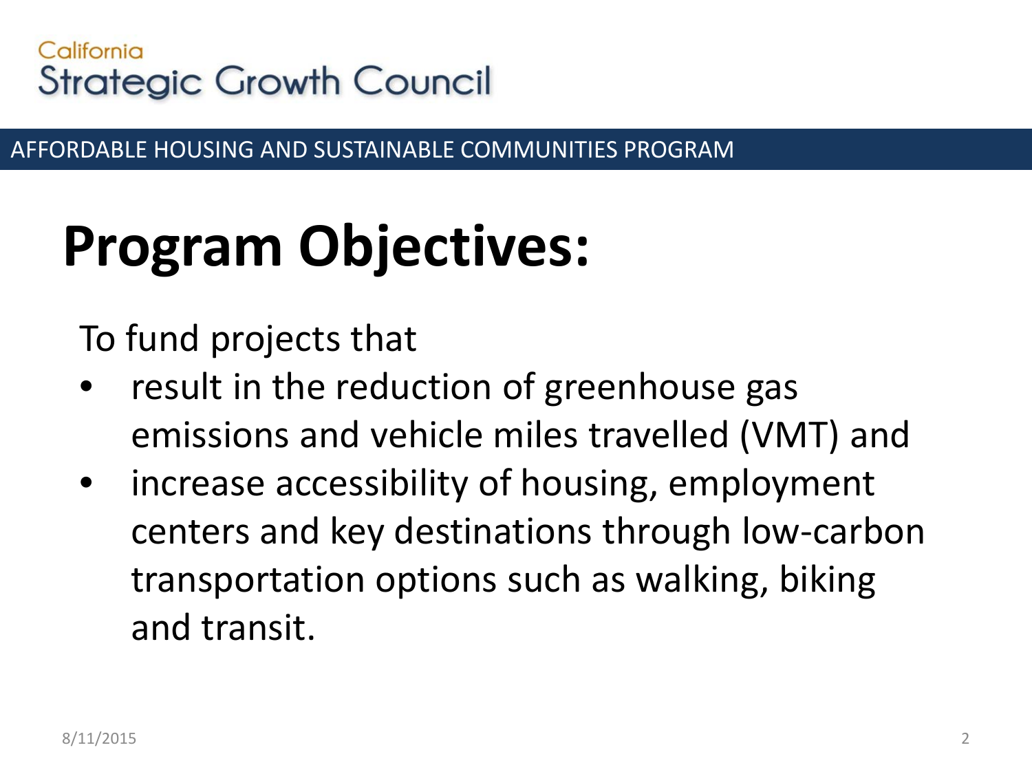# Program Objectives:

To fund projects that

- result in the reduction of greenhouse gas emissions and vehicle miles travelled (VMT) and
- increase accessibility of housing, employment centers and key destinations through low-carbon transportation options such as walking, biking and transit.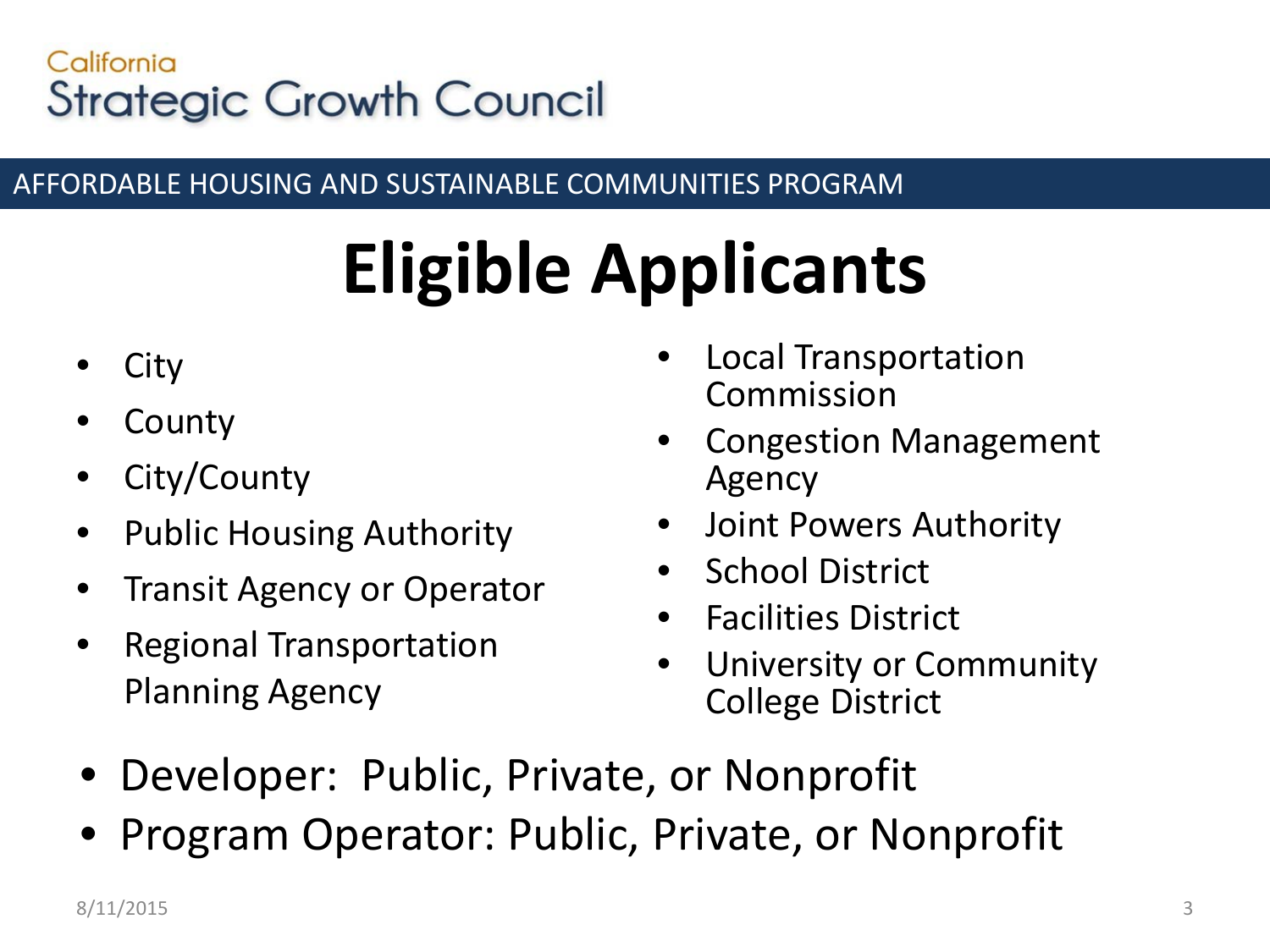California
Strategic Growth Council

AFFORDABLE HOUSING AND SUSTAINABLE COMMUNITIES PROGRAM

# Eligible Applicants

- City
- County
- City/County
- Public Housing Authority
- Transit Agency or Operator
- Regional Transportation Planning Agency
- Local Transportation Commission
- Congestion Management Agency
- Joint Powers Authority
- School District
- Facilities District
- University or Community College District

- Developer: Public, Private, or Nonprofit
- Program Operator: Public, Private, or Nonprofit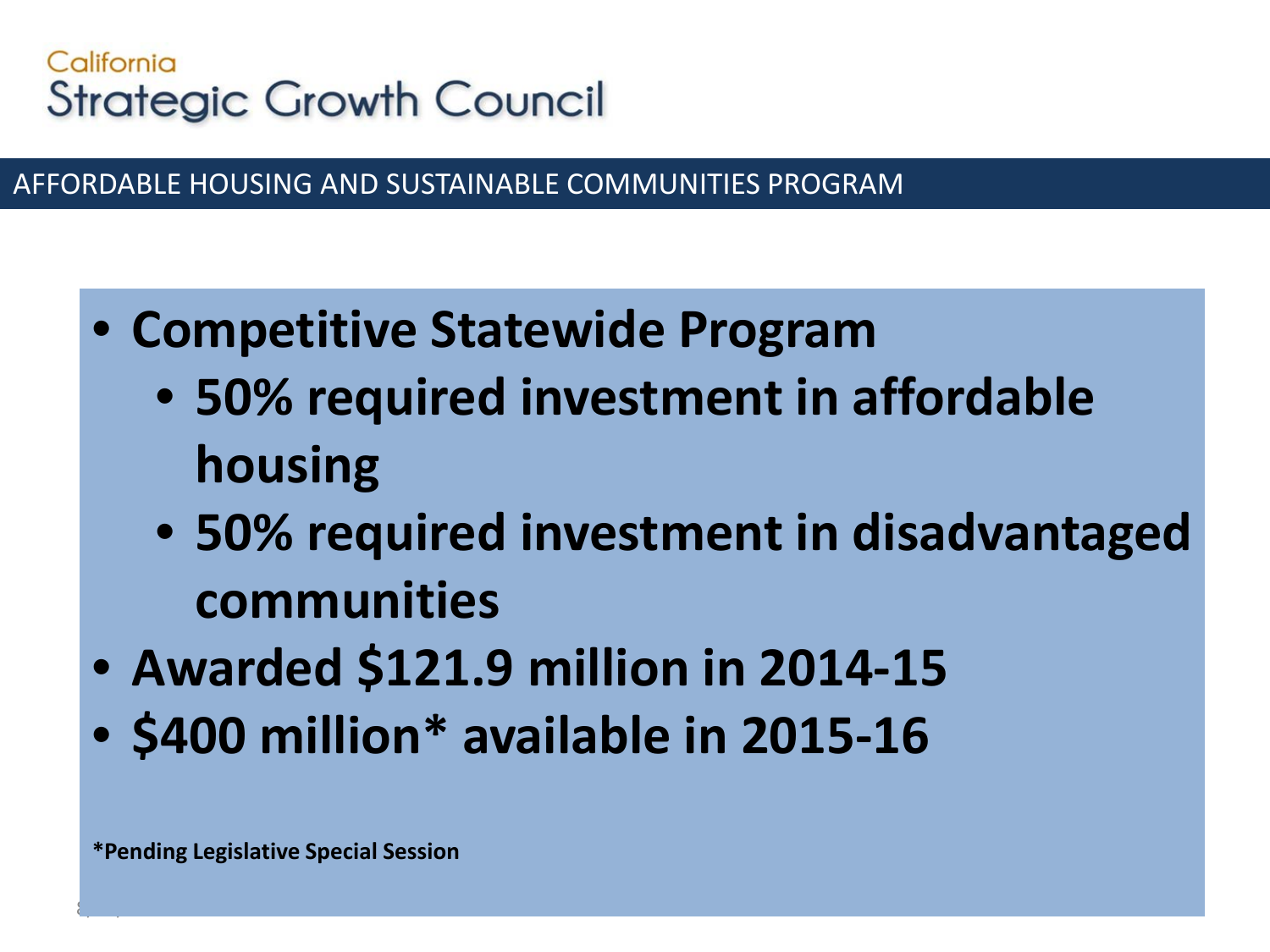California
Strategic Growth Council

## AFFORDABLE HOUSING AND SUSTAINABLE COMMUNITIES PROGRAM

- **Competitive Statewide Program**
  - **50% required investment in affordable housing**
  - **50% required investment in disadvantaged communities**
- **Awarded $121.9 million in 2014-15**
- **$400 million* available in 2015-16**

**\*Pending Legislative Special Session**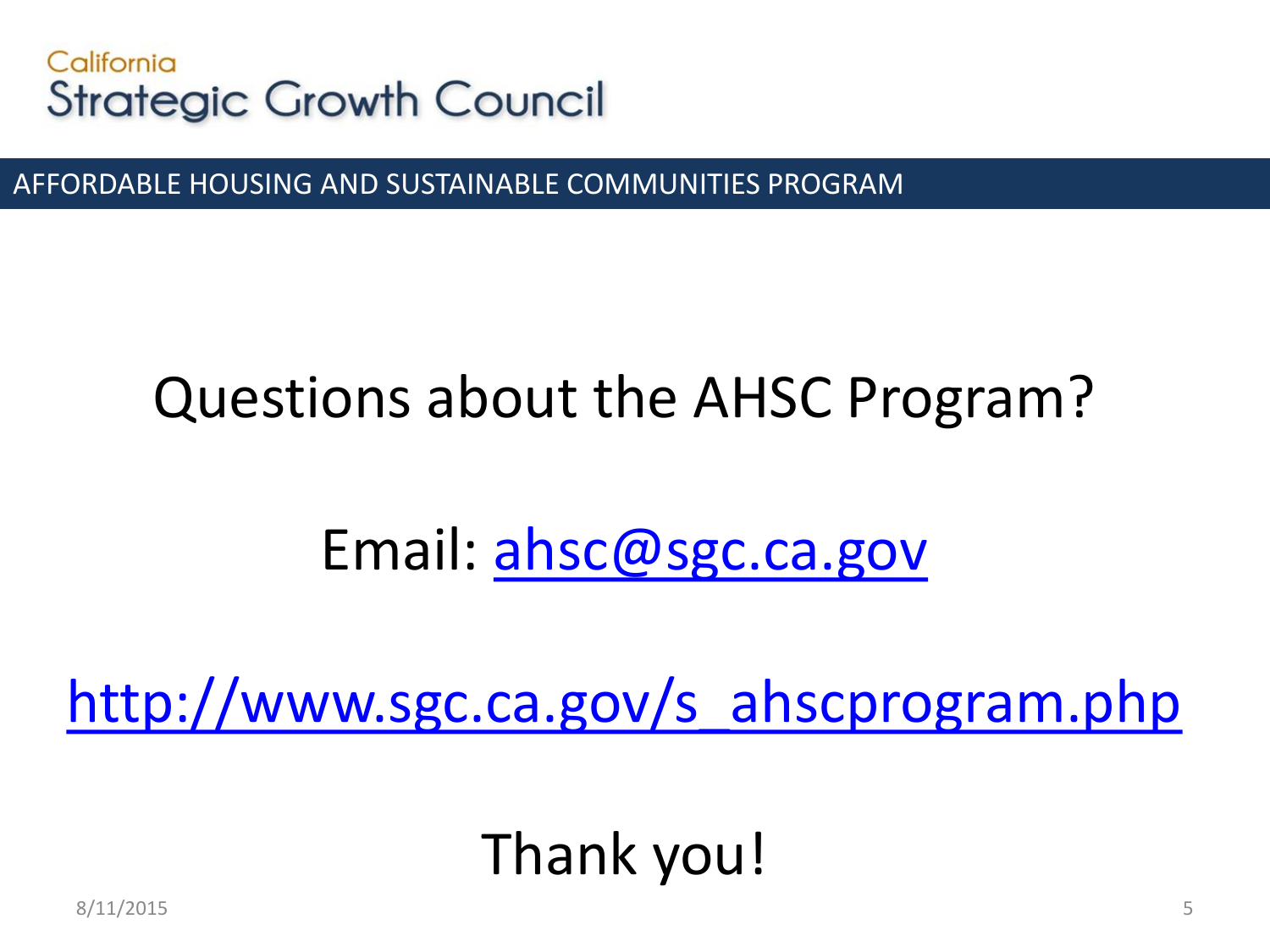California
Strategic Growth Council

AFFORDABLE HOUSING AND SUSTAINABLE COMMUNITIES PROGRAM

# Questions about the AHSC Program?

Email: ahsc@sgc.ca.gov

http://www.sgc.ca.gov/s_ahscprogram.php

Thank you!

8/11/2015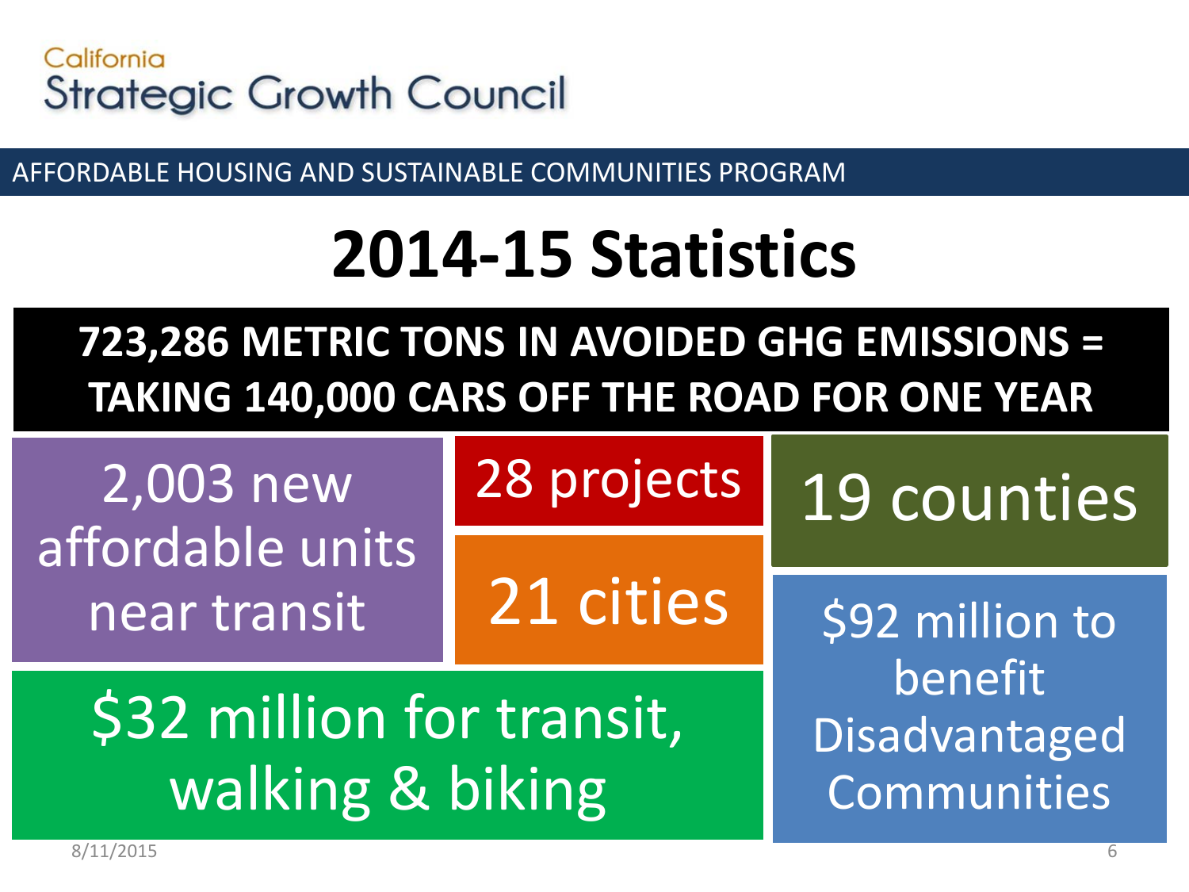California
Strategic Growth Council

AFFORDABLE HOUSING AND SUSTAINABLE COMMUNITIES PROGRAM

# 2014-15 Statistics

**723,286 METRIC TONS IN AVOIDED GHG EMISSIONS = TAKING 140,000 CARS OFF THE ROAD FOR ONE YEAR**

2,003 new affordable units near transit

28 projects

19 counties

21 cities

$32 million for transit, walking & biking

$92 million to benefit Disadvantaged Communities

8/11/2015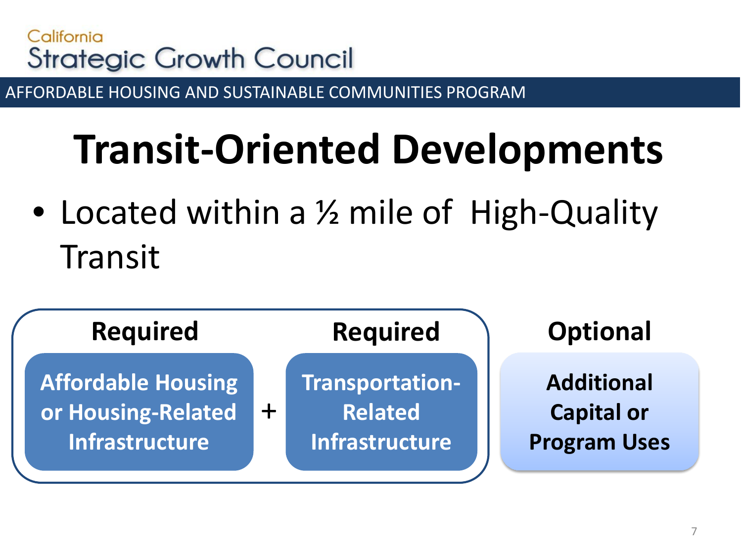# Transit-Oriented Developments

- Located within a ½ mile of High-Quality Transit

| Required | | Required | Optional |
|---|---|---|---|
| **Affordable Housing or Housing-Related Infrastructure** | + | **Transportation-Related Infrastructure** | **Additional Capital or Program Uses** |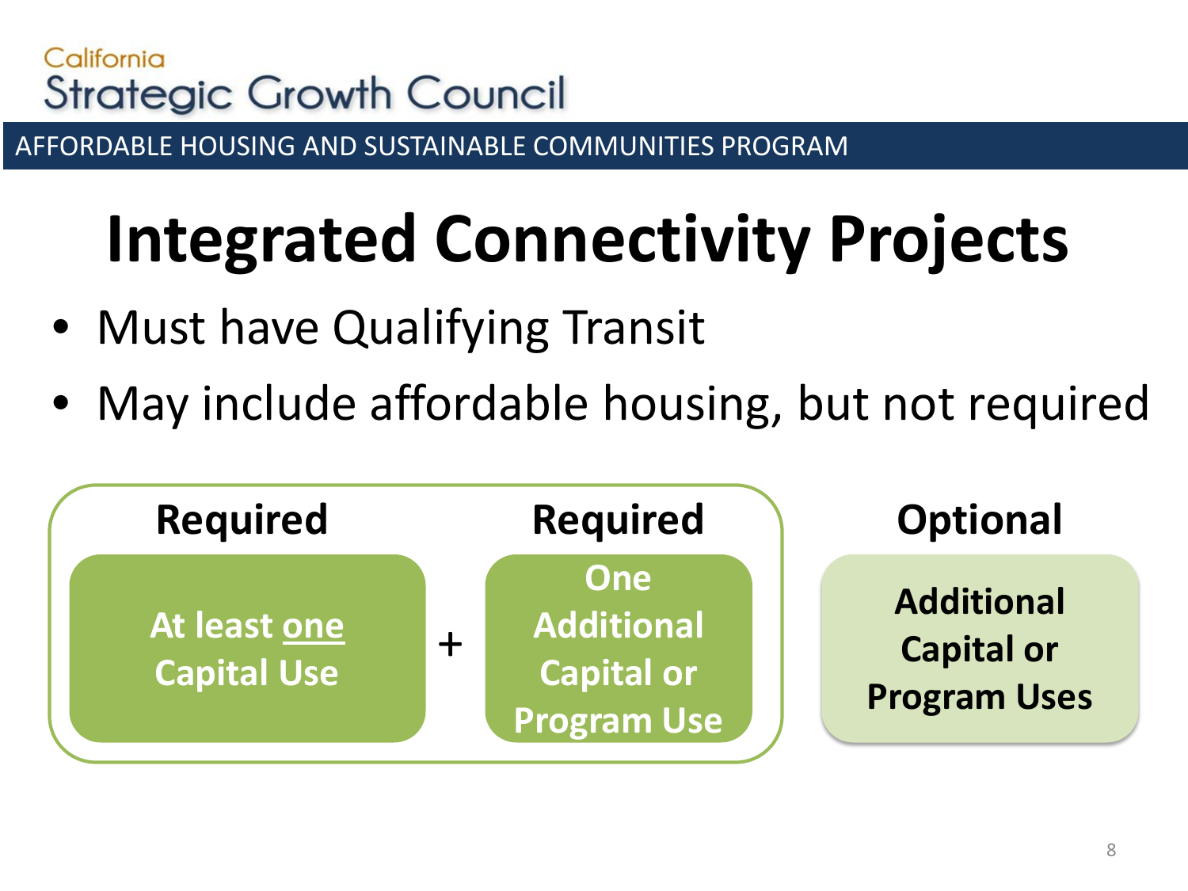California
Strategic Growth Council

AFFORDABLE HOUSING AND SUSTAINABLE COMMUNITIES PROGRAM

# Integrated Connectivity Projects

- Must have Qualifying Transit
- May include affordable housing, but not required

| Required | | Required | Optional |
|---|---|---|---|
| At least one Capital Use | + | One Additional Capital or Program Use | Additional Capital or Program Uses |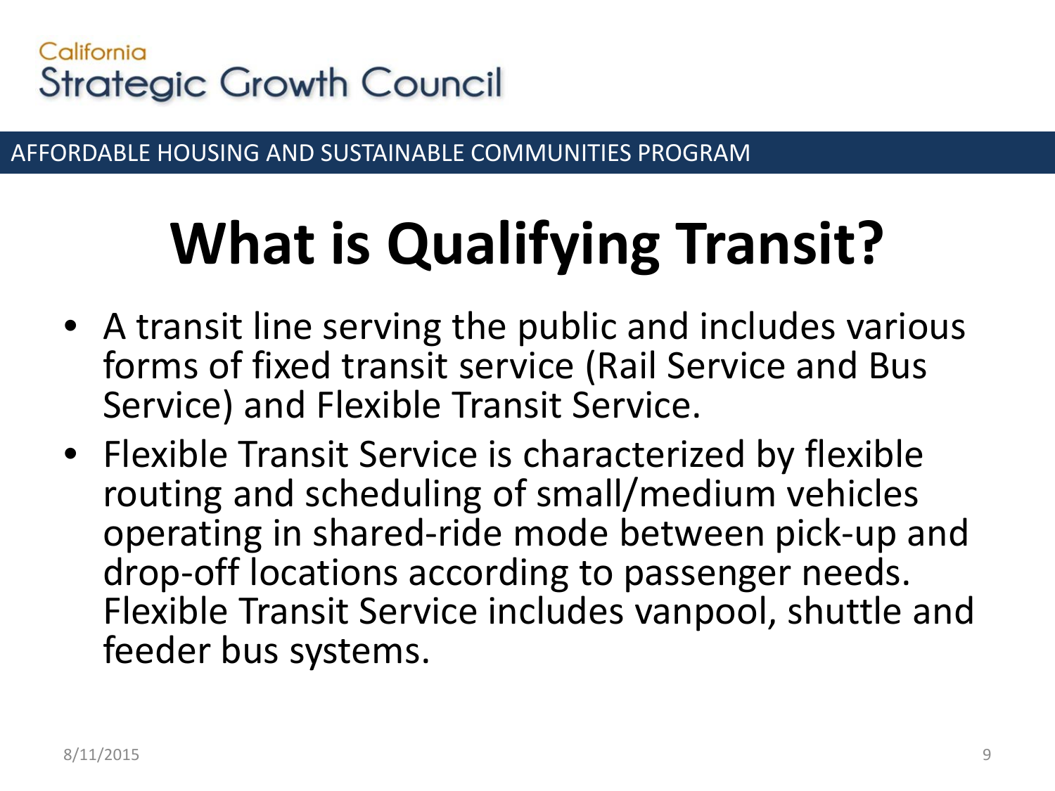# What is Qualifying Transit?

- A transit line serving the public and includes various forms of fixed transit service (Rail Service and Bus Service) and Flexible Transit Service.
- Flexible Transit Service is characterized by flexible routing and scheduling of small/medium vehicles operating in shared-ride mode between pick-up and drop-off locations according to passenger needs. Flexible Transit Service includes vanpool, shuttle and feeder bus systems.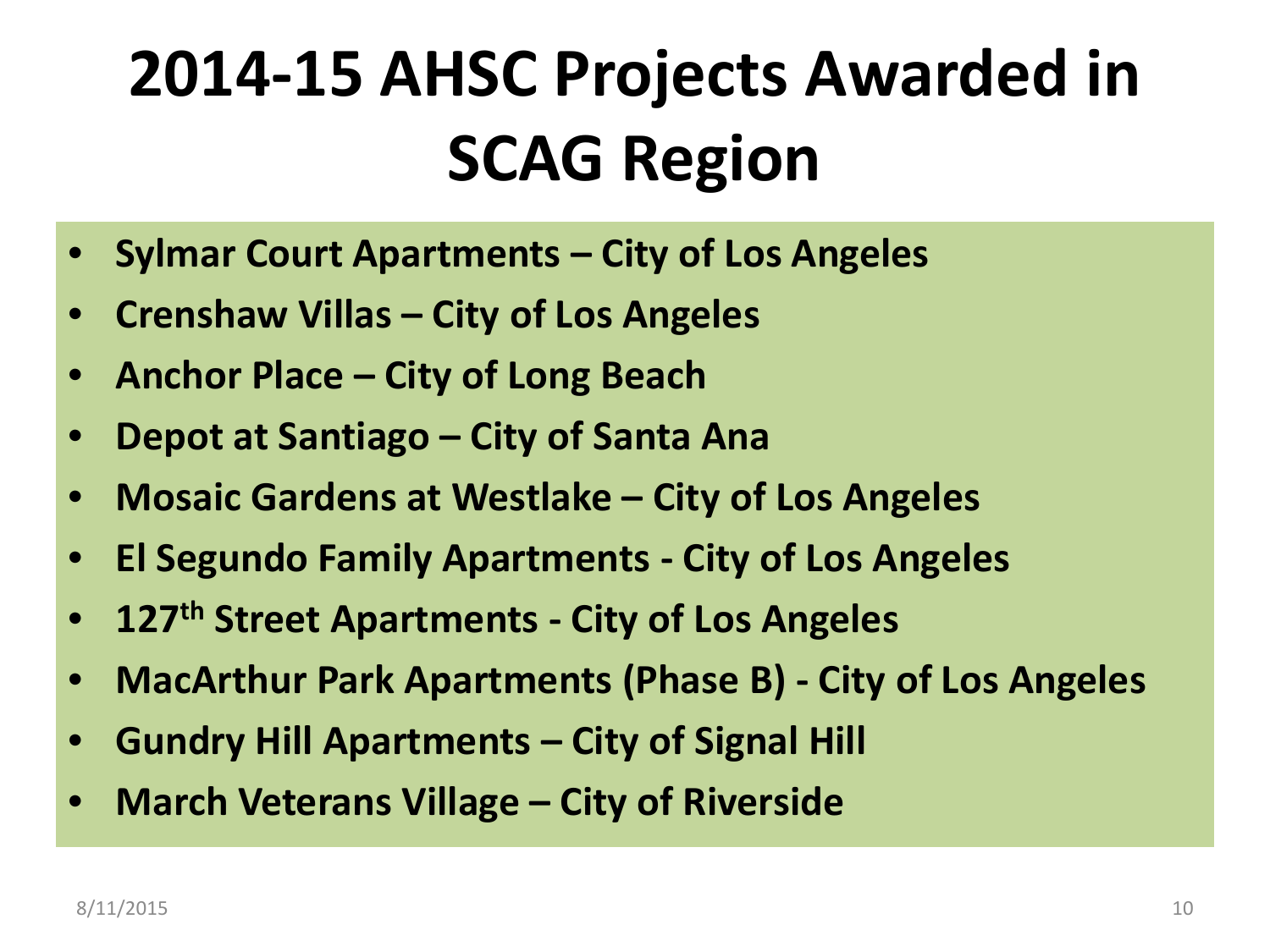# 2014-15 AHSC Projects Awarded in SCAG Region

- **Sylmar Court Apartments – City of Los Angeles**
- **Crenshaw Villas – City of Los Angeles**
- **Anchor Place – City of Long Beach**
- **Depot at Santiago – City of Santa Ana**
- **Mosaic Gardens at Westlake – City of Los Angeles**
- **El Segundo Family Apartments - City of Los Angeles**
- **127th Street Apartments - City of Los Angeles**
- **MacArthur Park Apartments (Phase B) - City of Los Angeles**
- **Gundry Hill Apartments – City of Signal Hill**
- **March Veterans Village – City of Riverside**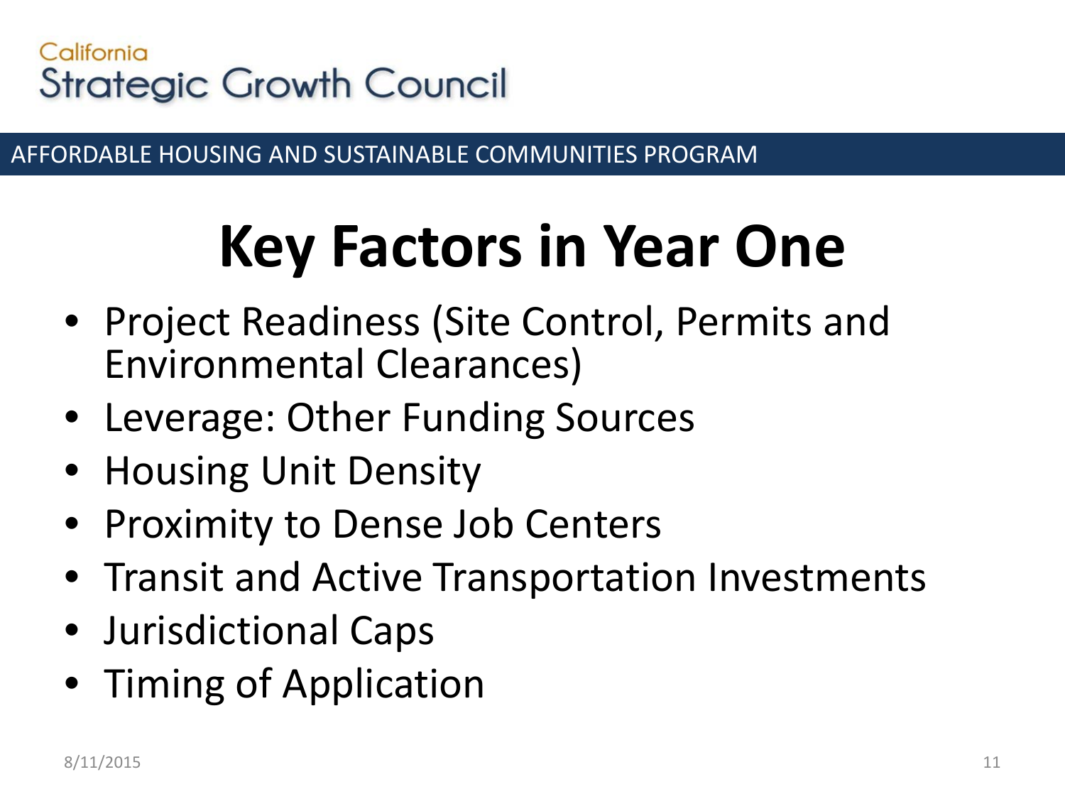# Key Factors in Year One

- Project Readiness (Site Control, Permits and Environmental Clearances)
- Leverage: Other Funding Sources
- Housing Unit Density
- Proximity to Dense Job Centers
- Transit and Active Transportation Investments
- Jurisdictional Caps
- Timing of Application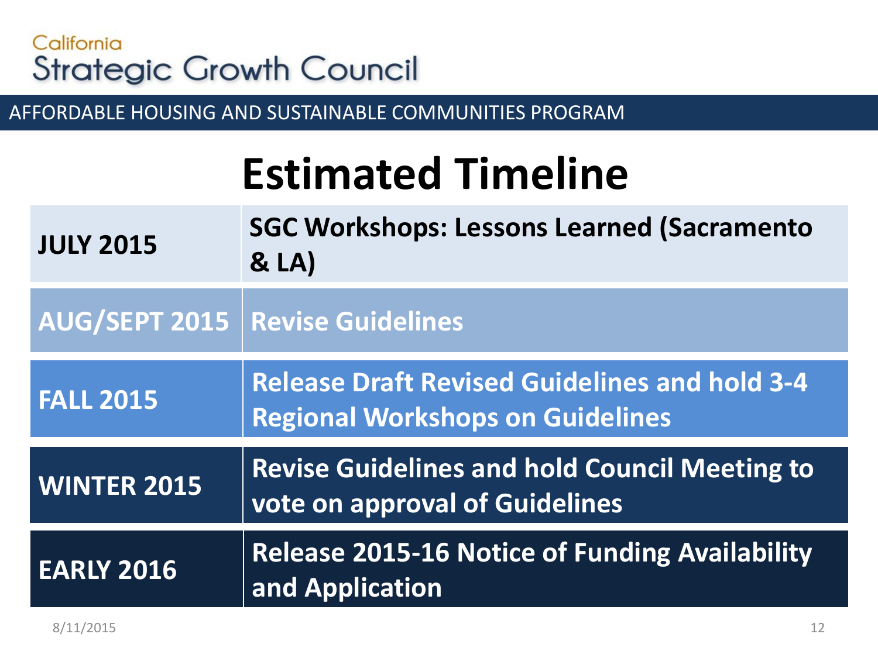California
Strategic Growth Council

AFFORDABLE HOUSING AND SUSTAINABLE COMMUNITIES PROGRAM

# Estimated Timeline

| | |
|---|---|
| **JULY 2015** | **SGC Workshops: Lessons Learned (Sacramento & LA)** |
| **AUG/SEPT 2015** | **Revise Guidelines** |
| **FALL 2015** | **Release Draft Revised Guidelines and hold 3-4 Regional Workshops on Guidelines** |
| **WINTER 2015** | **Revise Guidelines and hold Council Meeting to vote on approval of Guidelines** |
| **EARLY 2016** | **Release 2015-16 Notice of Funding Availability and Application** |